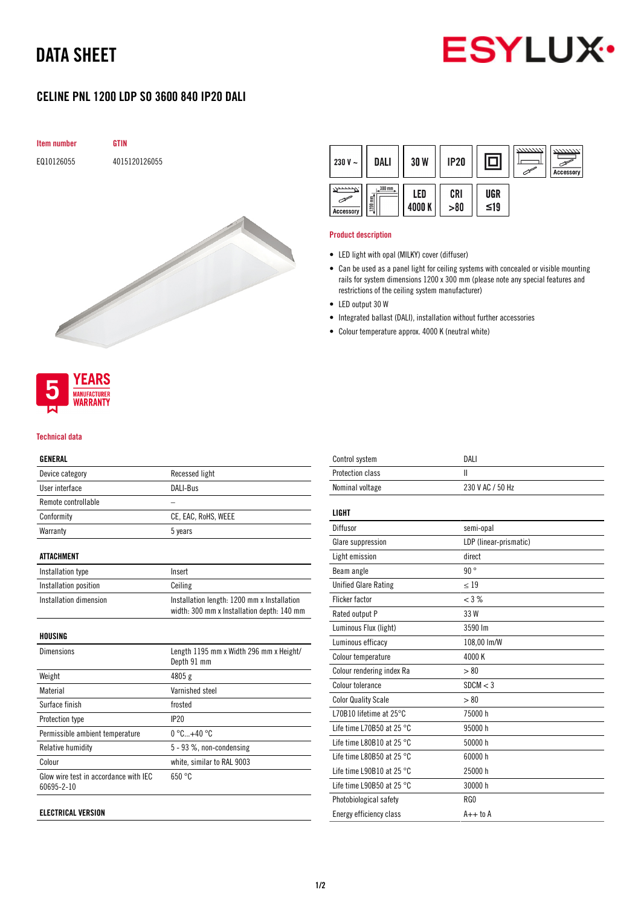# DATA SHEET

## CELINE PNL 1200 LDP SO 3600 840 IP20 DALI

| Item number | GTIN |
|---|---|
| EQ10126055 | 4015120126055 |

230 V ~ | DALI | 30 W | IP20 | Accessory | Accessory | LED 4000 K | CRI >80 | UGR ≤19

### Product description

- LED light with opal (MILKY) cover (diffuser)
- Can be used as a panel light for ceiling systems with concealed or visible mounting rails for system dimensions 1200 x 300 mm (please note any special features and restrictions of the ceiling system manufacturer)
- LED output 30 W
- Integrated ballast (DALI), installation without further accessories
- Colour temperature approx. 4000 K (neutral white)

5 YEARS MANUFACTURER WARRANTY

### Technical data

| GENERAL | |
|---|---|
| Device category | Recessed light |
| User interface | DALI-Bus |
| Remote controllable | – |
| Conformity | CE, EAC, RoHS, WEEE |
| Warranty | 5 years |

| ATTACHMENT | |
|---|---|
| Installation type | Insert |
| Installation position | Ceiling |
| Installation dimension | Installation length: 1200 mm x Installation width: 300 mm x Installation depth: 140 mm |

| HOUSING | |
|---|---|
| Dimensions | Length 1195 mm x Width 296 mm x Height/ Depth 91 mm |
| Weight | 4805 g |
| Material | Varnished steel |
| Surface finish | frosted |
| Protection type | IP20 |
| Permissible ambient temperature | 0 °C...+40 °C |
| Relative humidity | 5 - 93 %, non-condensing |
| Colour | white, similar to RAL 9003 |
| Glow wire test in accordance with IEC 60695-2-10 | 650 °C |

| ELECTRICAL VERSION | |
|---|---|
| Control system | DALI |
| Protection class | II |
| Nominal voltage | 230 V AC / 50 Hz |

| LIGHT | |
|---|---|
| Diffusor | semi-opal |
| Glare suppression | LDP (linear-prismatic) |
| Light emission | direct |
| Beam angle | 90 ° |
| Unified Glare Rating | ≤ 19 |
| Flicker factor | < 3 % |
| Rated output P | 33 W |
| Luminous Flux (light) | 3590 lm |
| Luminous efficacy | 108,00 lm/W |
| Colour temperature | 4000 K |
| Colour rendering index Ra | > 80 |
| Colour tolerance | SDCM < 3 |
| Color Quality Scale | > 80 |
| L70B10 lifetime at 25°C | 75000 h |
| Life time L70B50 at 25 °C | 95000 h |
| Life time L80B10 at 25 °C | 50000 h |
| Life time L80B50 at 25 °C | 60000 h |
| Life time L90B10 at 25 °C | 25000 h |
| Life time L90B50 at 25 °C | 30000 h |
| Photobiological safety | RG0 |
| Energy efficiency class | A++ to A |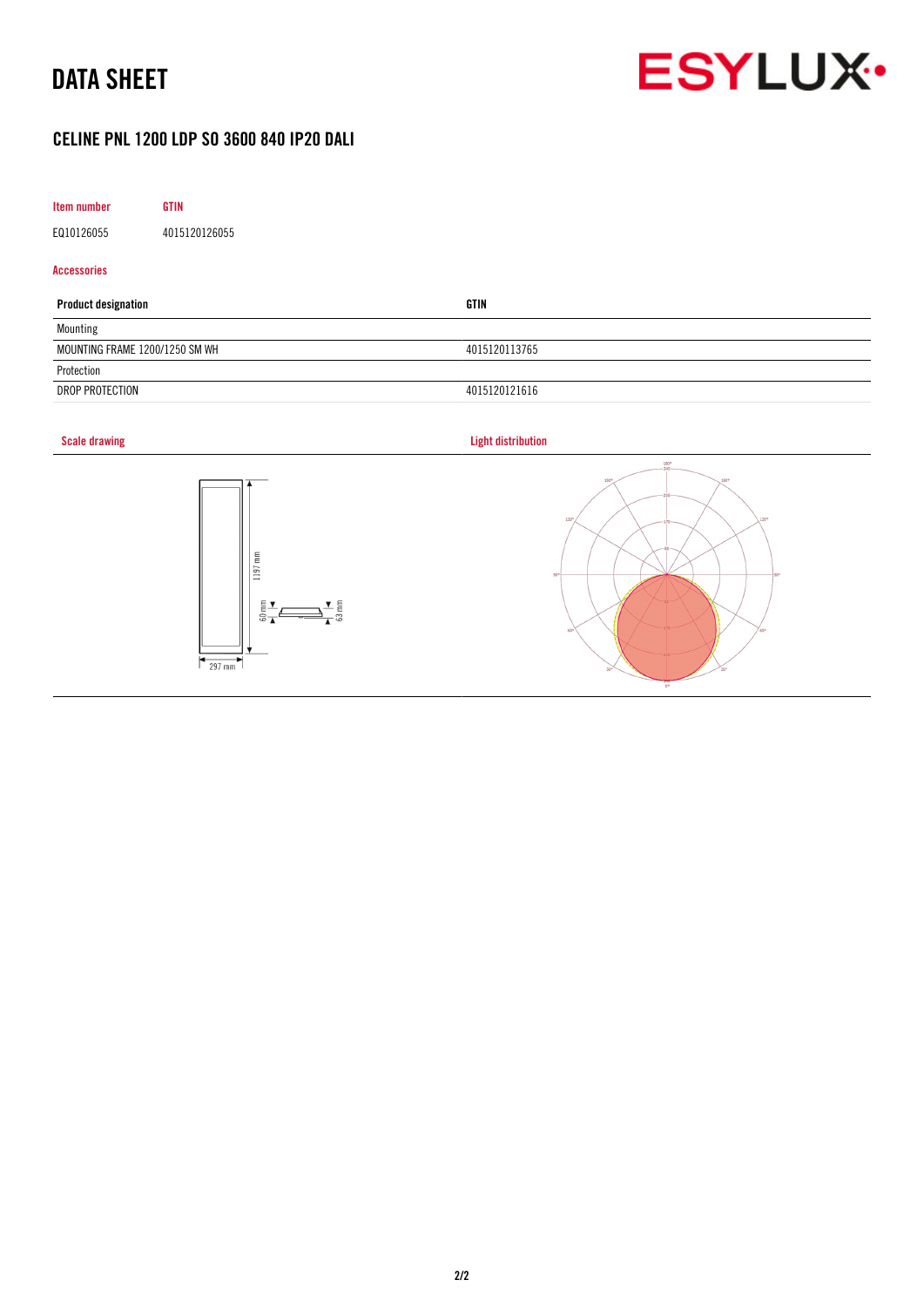# DATA SHEET

ESYLUX

## CELINE PNL 1200 LDP SO 3600 840 IP20 DALI

| Item number | GTIN |
| --- | --- |
| EQ10126055 | 4015120126055 |

### Accessories

| Product designation | GTIN |
| --- | --- |
| Mounting | |
| MOUNTING FRAME 1200/1250 SM WH | 4015120113765 |
| Protection | |
| DROP PROTECTION | 4015120121616 |

### Scale drawing

1197 mm

60 mm

63 mm

297 mm

### Light distribution